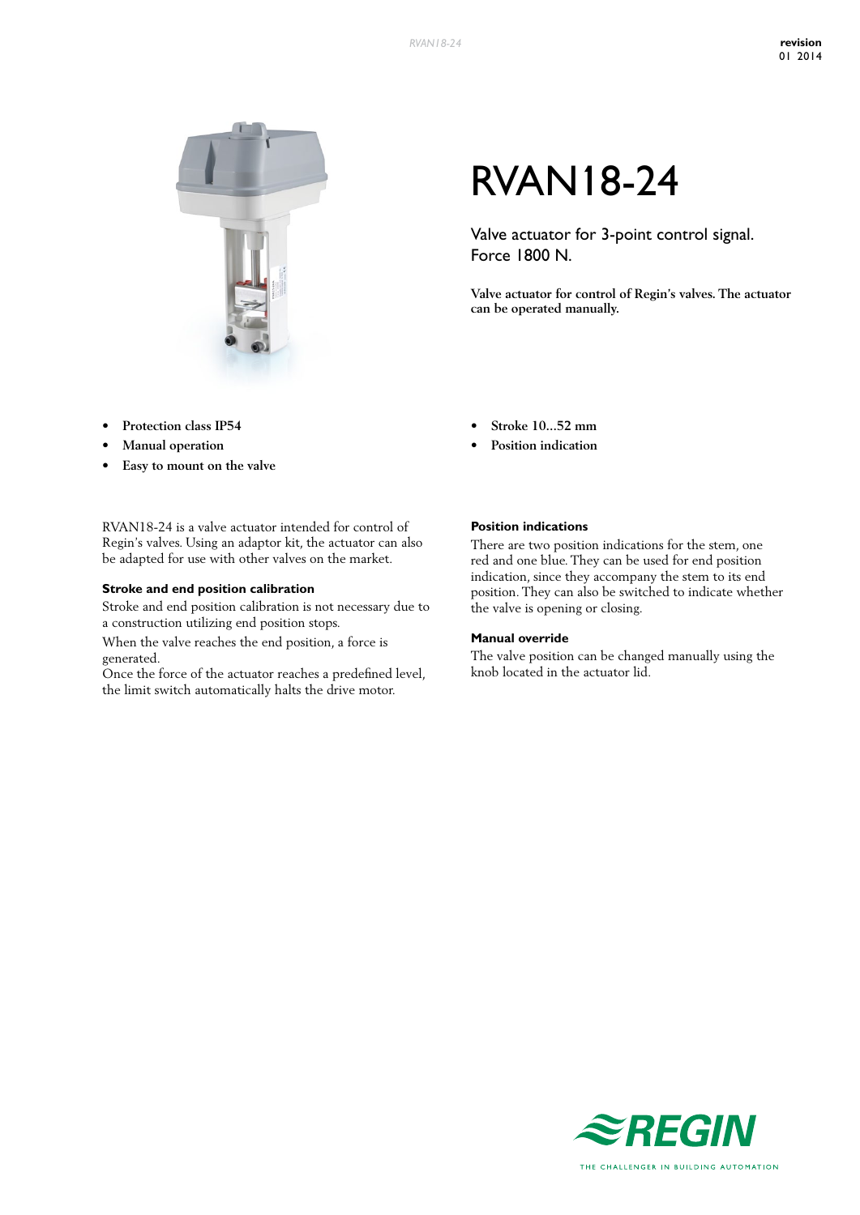# RVAN18-24

Valve actuator for 3-point control signal.
Force 1800 N.

**Valve actuator for control of Regin's valves. The actuator can be operated manually.**

- **Protection class IP54**
- **Manual operation**
- **Easy to mount on the valve**
- **Stroke 10...52 mm**
- **Position indication**

RVAN18-24 is a valve actuator intended for control of Regin's valves. Using an adaptor kit, the actuator can also be adapted for use with other valves on the market.

### Stroke and end position calibration

Stroke and end position calibration is not necessary due to a construction utilizing end position stops.

When the valve reaches the end position, a force is generated.
Once the force of the actuator reaches a predefined level, the limit switch automatically halts the drive motor.

### Position indications

There are two position indications for the stem, one red and one blue. They can be used for end position indication, since they accompany the stem to its end position. They can also be switched to indicate whether the valve is opening or closing.

### Manual override

The valve position can be changed manually using the knob located in the actuator lid.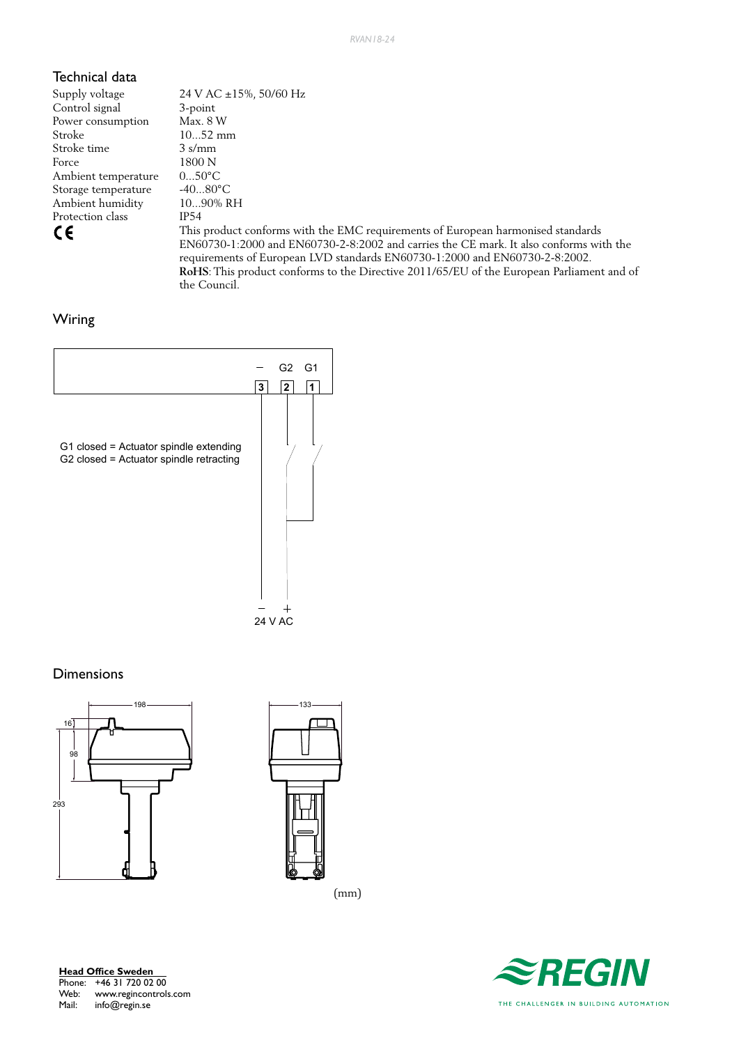## Technical data

| | |
|---|---|
| Supply voltage | 24 V AC ±15%, 50/60 Hz |
| Control signal | 3-point |
| Power consumption | Max. 8 W |
| Stroke | 10...52 mm |
| Stroke time | 3 s/mm |
| Force | 1800 N |
| Ambient temperature | 0...50°C |
| Storage temperature | -40...80°C |
| Ambient humidity | 10...90% RH |
| Protection class | IP54 |
| CE | This product conforms with the EMC requirements of European harmonised standards EN60730-1:2000 and EN60730-2-8:2002 and carries the CE mark. It also conforms with the requirements of European LVD standards EN60730-1:2000 and EN60730-2-8:2002. **RoHS**: This product conforms to the Directive 2011/65/EU of the European Parliament and of the Council. |

## Wiring

– G2 G1

3 2 1

G1 closed = Actuator spindle extending
G2 closed = Actuator spindle retracting

– +
24 V AC

## Dimensions

198

16

98

293

133

(mm)

**Head Office Sweden**
Phone: +46 31 720 02 00
Web: www.regincontrols.com
Mail: info@regin.se

REGIN
THE CHALLENGER IN BUILDING AUTOMATION